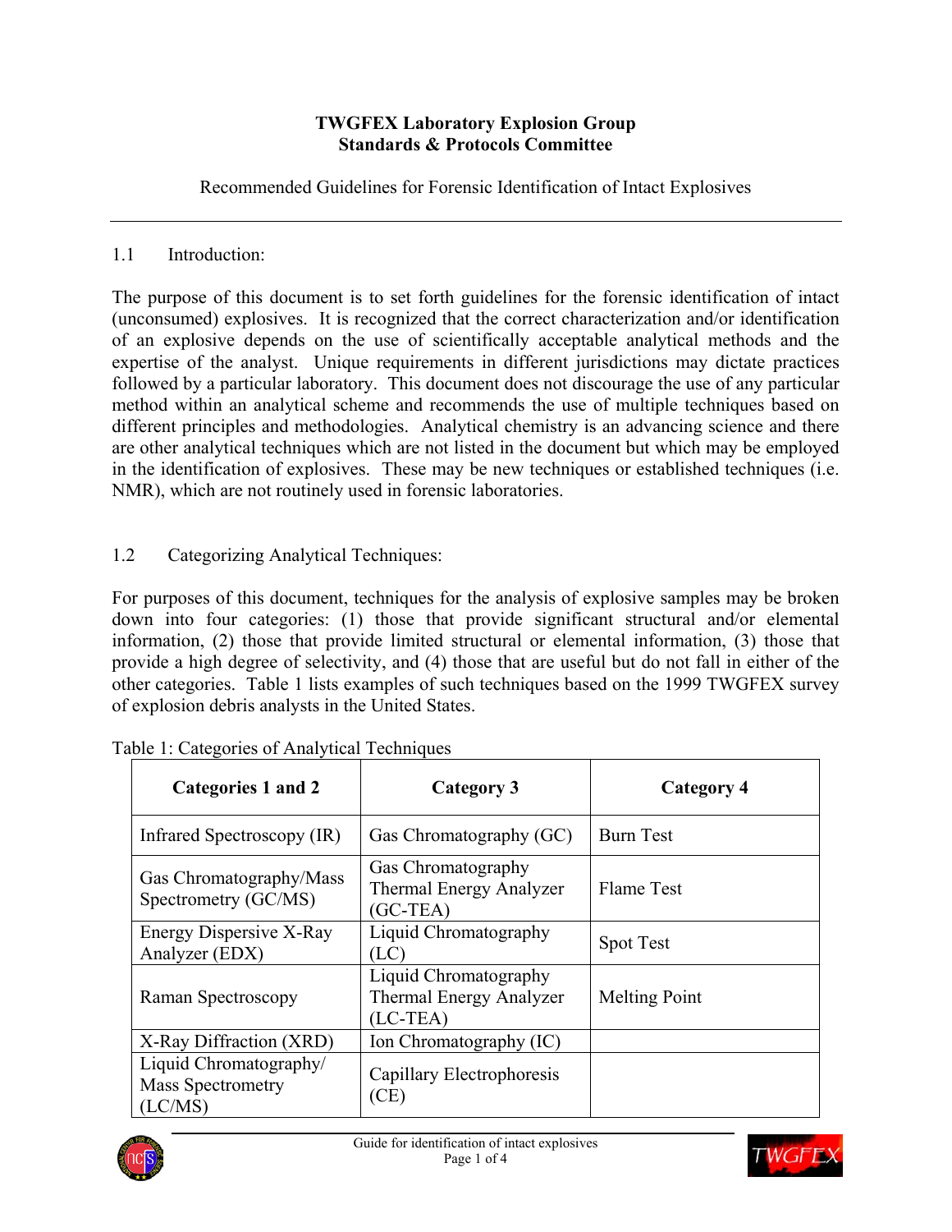**TWGFEX Laboratory Explosion Group**
**Standards & Protocols Committee**

Recommended Guidelines for Forensic Identification of Intact Explosives

---

## 1.1 Introduction:

The purpose of this document is to set forth guidelines for the forensic identification of intact (unconsumed) explosives. It is recognized that the correct characterization and/or identification of an explosive depends on the use of scientifically acceptable analytical methods and the expertise of the analyst. Unique requirements in different jurisdictions may dictate practices followed by a particular laboratory. This document does not discourage the use of any particular method within an analytical scheme and recommends the use of multiple techniques based on different principles and methodologies. Analytical chemistry is an advancing science and there are other analytical techniques which are not listed in the document but which may be employed in the identification of explosives. These may be new techniques or established techniques (i.e. NMR), which are not routinely used in forensic laboratories.

## 1.2 Categorizing Analytical Techniques:

For purposes of this document, techniques for the analysis of explosive samples may be broken down into four categories: (1) those that provide significant structural and/or elemental information, (2) those that provide limited structural or elemental information, (3) those that provide a high degree of selectivity, and (4) those that are useful but do not fall in either of the other categories. Table 1 lists examples of such techniques based on the 1999 TWGFEX survey of explosion debris analysts in the United States.

Table 1: Categories of Analytical Techniques

| Categories 1 and 2 | Category 3 | Category 4 |
|---|---|---|
| Infrared Spectroscopy (IR) | Gas Chromatography (GC) | Burn Test |
| Gas Chromatography/Mass Spectrometry (GC/MS) | Gas Chromatography Thermal Energy Analyzer (GC-TEA) | Flame Test |
| Energy Dispersive X-Ray Analyzer (EDX) | Liquid Chromatography (LC) | Spot Test |
| Raman Spectroscopy | Liquid Chromatography Thermal Energy Analyzer (LC-TEA) | Melting Point |
| X-Ray Diffraction (XRD) | Ion Chromatography (IC) | |
| Liquid Chromatography/ Mass Spectrometry (LC/MS) | Capillary Electrophoresis (CE) | |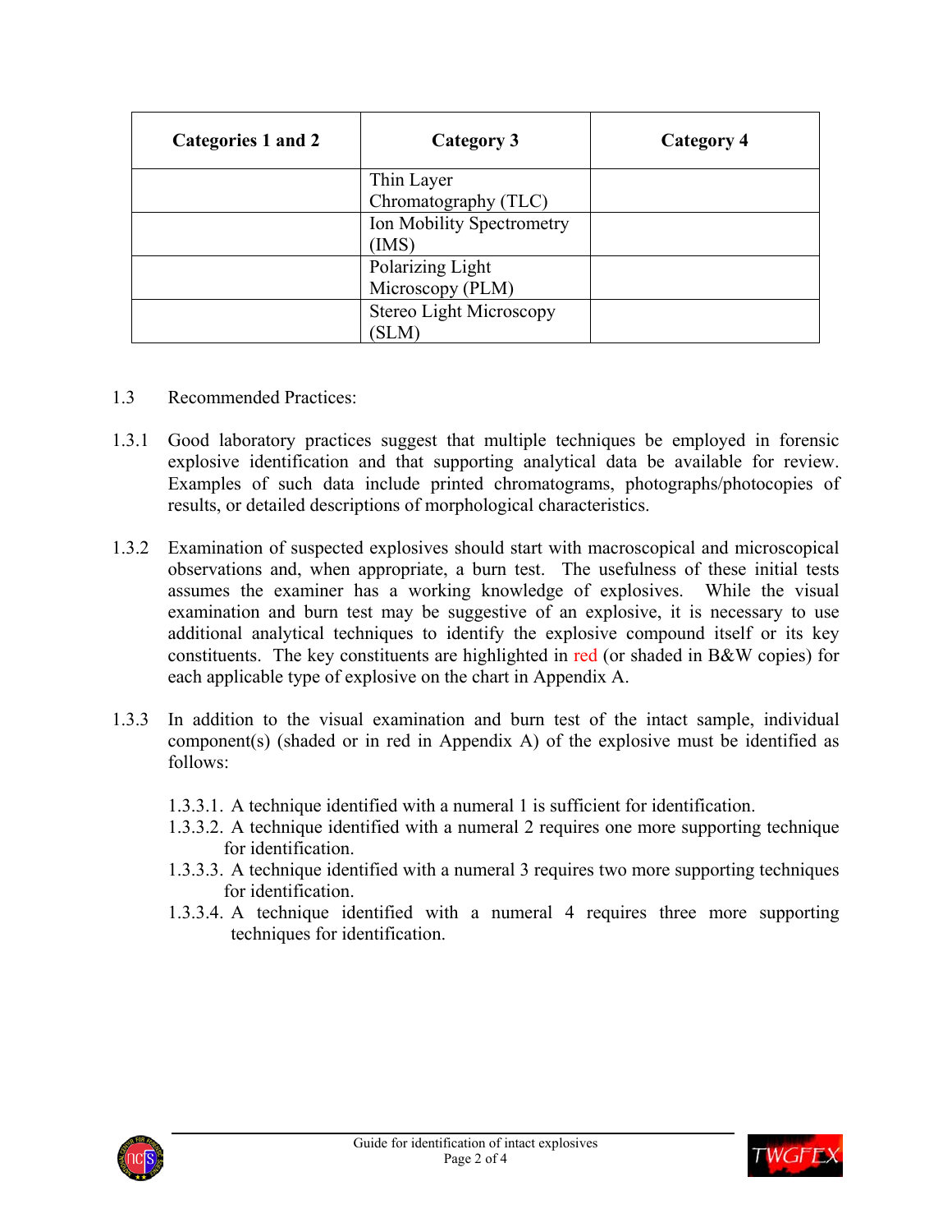| Categories 1 and 2 | Category 3 | Category 4 |
|---|---|---|
| | Thin Layer Chromatography (TLC) | |
| | Ion Mobility Spectrometry (IMS) | |
| | Polarizing Light Microscopy (PLM) | |
| | Stereo Light Microscopy (SLM) | |

1.3 Recommended Practices:

1.3.1 Good laboratory practices suggest that multiple techniques be employed in forensic explosive identification and that supporting analytical data be available for review. Examples of such data include printed chromatograms, photographs/photocopies of results, or detailed descriptions of morphological characteristics.

1.3.2 Examination of suspected explosives should start with macroscopical and microscopical observations and, when appropriate, a burn test. The usefulness of these initial tests assumes the examiner has a working knowledge of explosives. While the visual examination and burn test may be suggestive of an explosive, it is necessary to use additional analytical techniques to identify the explosive compound itself or its key constituents. The key constituents are highlighted in red (or shaded in B&W copies) for each applicable type of explosive on the chart in Appendix A.

1.3.3 In addition to the visual examination and burn test of the intact sample, individual component(s) (shaded or in red in Appendix A) of the explosive must be identified as follows:

1.3.3.1. A technique identified with a numeral 1 is sufficient for identification.

1.3.3.2. A technique identified with a numeral 2 requires one more supporting technique for identification.

1.3.3.3. A technique identified with a numeral 3 requires two more supporting techniques for identification.

1.3.3.4. A technique identified with a numeral 4 requires three more supporting techniques for identification.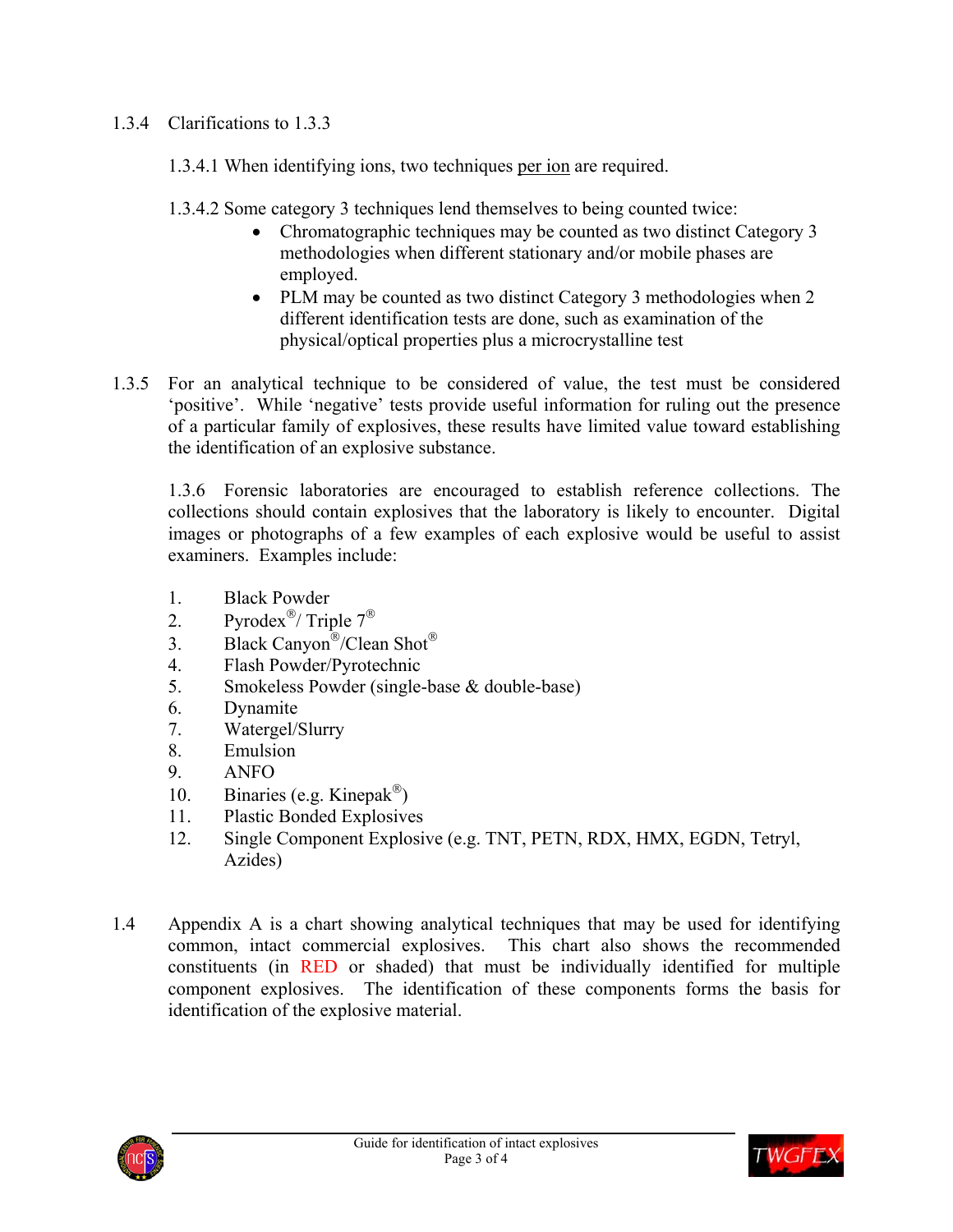1.3.4 Clarifications to 1.3.3

1.3.4.1 When identifying ions, two techniques per ion are required.

1.3.4.2 Some category 3 techniques lend themselves to being counted twice:

- Chromatographic techniques may be counted as two distinct Category 3 methodologies when different stationary and/or mobile phases are employed.
- PLM may be counted as two distinct Category 3 methodologies when 2 different identification tests are done, such as examination of the physical/optical properties plus a microcrystalline test

1.3.5 For an analytical technique to be considered of value, the test must be considered 'positive'. While 'negative' tests provide useful information for ruling out the presence of a particular family of explosives, these results have limited value toward establishing the identification of an explosive substance.

1.3.6 Forensic laboratories are encouraged to establish reference collections. The collections should contain explosives that the laboratory is likely to encounter. Digital images or photographs of a few examples of each explosive would be useful to assist examiners. Examples include:

1. Black Powder
2. Pyrodex®/ Triple 7®
3. Black Canyon®/Clean Shot®
4. Flash Powder/Pyrotechnic
5. Smokeless Powder (single-base & double-base)
6. Dynamite
7. Watergel/Slurry
8. Emulsion
9. ANFO
10. Binaries (e.g. Kinepak®)
11. Plastic Bonded Explosives
12. Single Component Explosive (e.g. TNT, PETN, RDX, HMX, EGDN, Tetryl, Azides)

1.4 Appendix A is a chart showing analytical techniques that may be used for identifying common, intact commercial explosives. This chart also shows the recommended constituents (in RED or shaded) that must be individually identified for multiple component explosives. The identification of these components forms the basis for identification of the explosive material.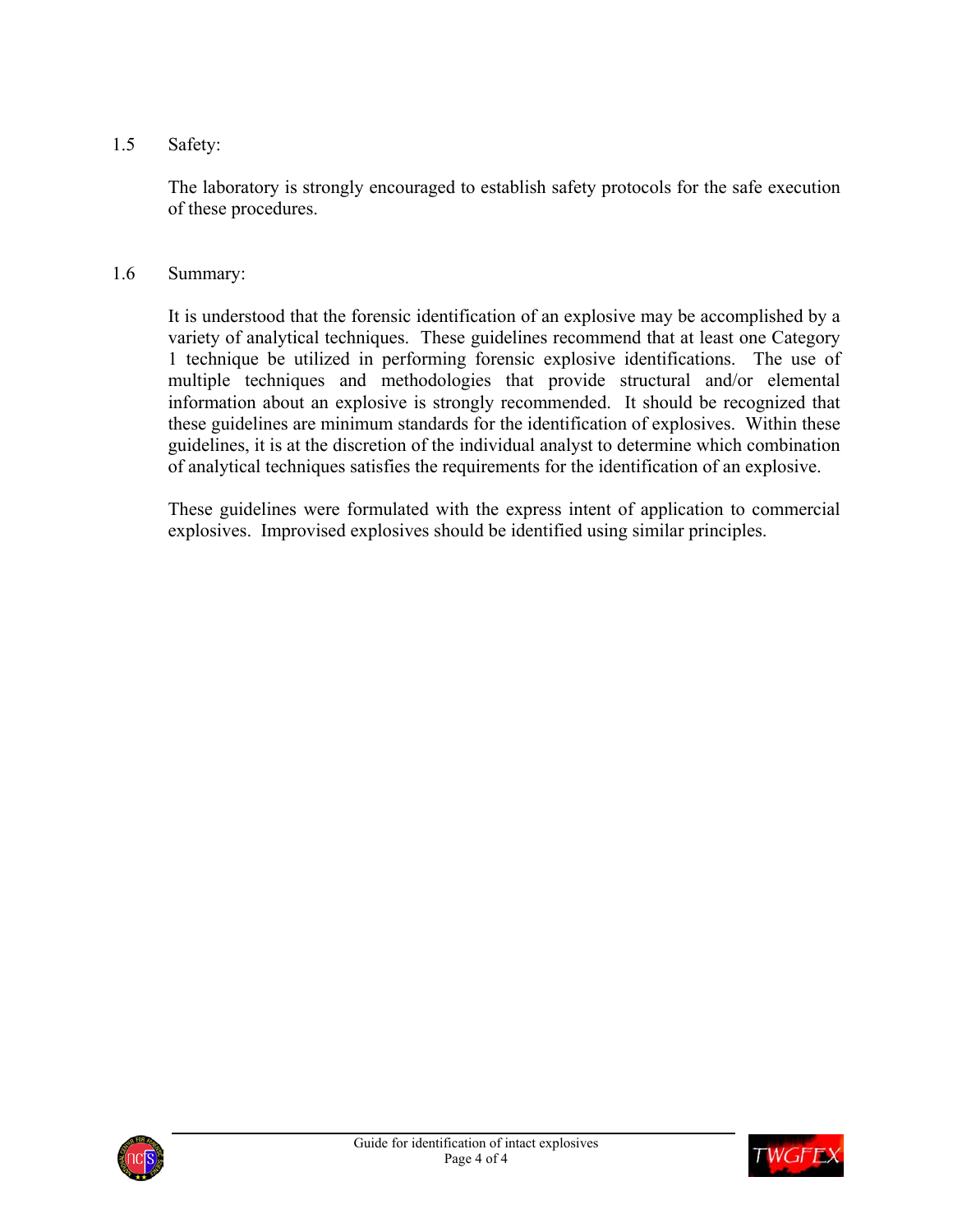## 1.5 Safety:

The laboratory is strongly encouraged to establish safety protocols for the safe execution of these procedures.

## 1.6 Summary:

It is understood that the forensic identification of an explosive may be accomplished by a variety of analytical techniques. These guidelines recommend that at least one Category 1 technique be utilized in performing forensic explosive identifications. The use of multiple techniques and methodologies that provide structural and/or elemental information about an explosive is strongly recommended. It should be recognized that these guidelines are minimum standards for the identification of explosives. Within these guidelines, it is at the discretion of the individual analyst to determine which combination of analytical techniques satisfies the requirements for the identification of an explosive.

These guidelines were formulated with the express intent of application to commercial explosives. Improvised explosives should be identified using similar principles.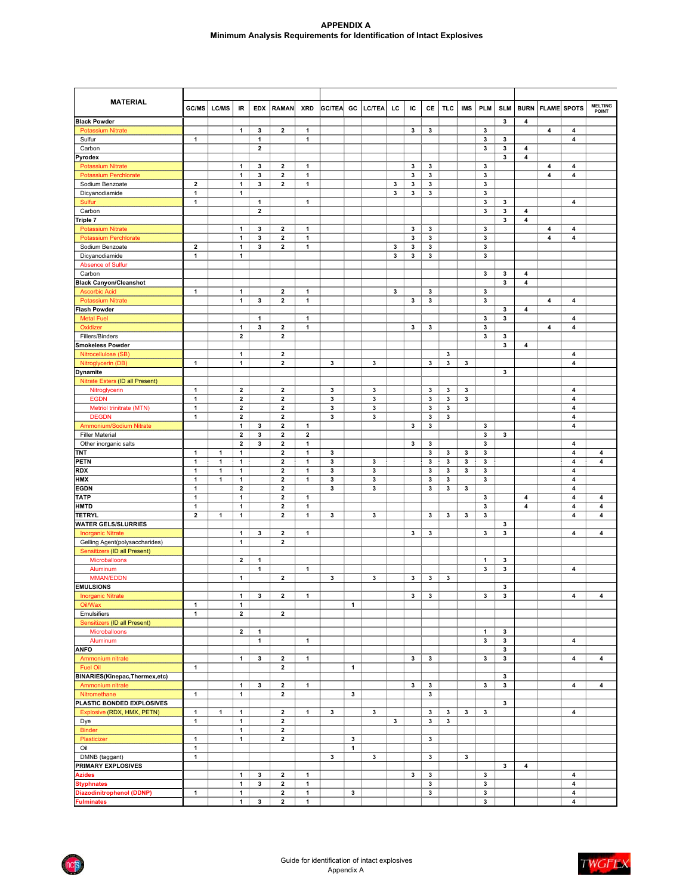**APPENDIX A**
**Minimum Analysis Requirements for Identification of Intact Explosives**

| MATERIAL | GC/MS | LC/MS | IR | EDX | RAMAN | XRD | GC/TEA | GC | LC/TEA | LC | IC | CE | TLC | IMS | PLM | SLM | BURN | FLAME | SPOTS | MELTING POINT |
|---|---|---|---|---|---|---|---|---|---|---|---|---|---|---|---|---|---|---|---|---|
| **Black Powder** | | | | | | | | | | | | | | | | 3 | 4 | | | |
| Potassium Nitrate | | | 1 | 3 | 2 | 1 | | | | | 3 | 3 | | | 3 | | | 4 | 4 | |
| Sulfur | 1 | | | 1 | | 1 | | | | | | | | | 3 | 3 | | | 4 | |
| Carbon | | | | 2 | | | | | | | | | | | 3 | 3 | 4 | | | |
| **Pyrodex** | | | | | | | | | | | | | | | | 3 | 4 | | | |
| Potassium Nitrate | | | 1 | 3 | 2 | 1 | | | | | 3 | 3 | | | 3 | | | 4 | 4 | |
| Potassium Perchlorate | | | 1 | 3 | 2 | 1 | | | | | 3 | 3 | | | 3 | | | 4 | 4 | |
| Sodium Benzoate | 2 | | 1 | 3 | 2 | 1 | | | | 3 | 3 | 3 | | | 3 | | | | | |
| Dicyanodiamide | 1 | | 1 | | | | | | | 3 | 3 | 3 | | | 3 | | | | | |
| Sulfur | 1 | | | 1 | | 1 | | | | | | | | | 3 | 3 | | | 4 | |
| Carbon | | | | 2 | | | | | | | | | | | 3 | 3 | 4 | | | |
| **Triple 7** | | | | | | | | | | | | | | | | 3 | 4 | | | |
| Potassium Nitrate | | | 1 | 3 | 2 | 1 | | | | | 3 | 3 | | | 3 | | | 4 | 4 | |
| Potassium Perchlorate | | | 1 | 3 | 2 | 1 | | | | | 3 | 3 | | | 3 | | | 4 | 4 | |
| Sodium Benzoate | 2 | | 1 | 3 | 2 | 1 | | | | 3 | 3 | 3 | | | 3 | | | | | |
| Dicyanodiamide | 1 | | 1 | | | | | | | 3 | 3 | 3 | | | 3 | | | | | |
| Absence of Sulfur | | | | | | | | | | | | | | | | | | | | |
| Carbon | | | | | | | | | | | | | | | 3 | 3 | 4 | | | |
| **Black Canyon/Cleanshot** | | | | | | | | | | | | | | | | 3 | 4 | | | |
| Ascorbic Acid | 1 | | 1 | | 2 | 1 | | | | 3 | | 3 | | | 3 | | | | | |
| Potassium Nitrate | | | 1 | 3 | 2 | 1 | | | | | 3 | 3 | | | 3 | | | 4 | 4 | |
| **Flash Powder** | | | | | | | | | | | | | | | | 3 | 4 | | | |
| Metal Fuel | | | | 1 | | 1 | | | | | | | | | 3 | 3 | | | 4 | |
| Oxidizer | | | 1 | 3 | 2 | 1 | | | | | 3 | 3 | | | 3 | | | 4 | 4 | |
| Fillers/Binders | | | 2 | | 2 | | | | | | | | | | 3 | 3 | | | | |
| **Smokeless Powder** | | | | | | | | | | | | | | | | 3 | 4 | | | |
| Nitrocellulose (SB) | | | 1 | | 2 | | | | | | | | 3 | | | | | | 4 | |
| Nitroglycerin (DB) | 1 | | 1 | | 2 | | 3 | | 3 | | | 3 | 3 | 3 | | | | | 4 | |
| **Dynamite** | | | | | | | | | | | | | | | | 3 | | | | |
| Nitrate Esters (ID all Present) | | | | | | | | | | | | | | | | | | | | |
| Nitroglycerin | 1 | | 2 | | 2 | | 3 | | 3 | | | 3 | 3 | 3 | | | | | 4 | |
| EGDN | 1 | | 2 | | 2 | | 3 | | 3 | | | 3 | 3 | 3 | | | | | 4 | |
| Metriol trinitrate (MTN) | 1 | | 2 | | 2 | | 3 | | 3 | | | 3 | 3 | | | | | | 4 | |
| DEGDN | 1 | | 2 | | 2 | | 3 | | 3 | | | 3 | 3 | | | | | | 4 | |
| Ammonium/Sodium Nitrate | | | 1 | 3 | 2 | 1 | | | | | 3 | 3 | | | 3 | | | | 4 | |
| Filler Material | | | 2 | 3 | 2 | 2 | | | | | | | | | 3 | 3 | | | | |
| Other inorganic salts | | | 2 | 3 | 2 | 1 | | | | | 3 | 3 | | | 3 | | | | 4 | |
| **TNT** | 1 | 1 | 1 | | 2 | 1 | 3 | | | | | 3 | 3 | 3 | 3 | | | | 4 | 4 |
| **PETN** | 1 | 1 | 1 | | 2 | 1 | 3 | | 3 | | | 3 | 3 | 3 | 3 | | | | 4 | 4 |
| **RDX** | 1 | 1 | 1 | | 2 | 1 | 3 | | 3 | | | 3 | 3 | 3 | 3 | | | | 4 | |
| **HMX** | 1 | 1 | 1 | | 2 | 1 | 3 | | 3 | | | 3 | 3 | | 3 | | | | 4 | |
| **EGDN** | 1 | | 2 | | 2 | | 3 | | 3 | | | 3 | 3 | 3 | | | | | 4 | |
| **TATP** | 1 | | 1 | | 2 | 1 | | | | | | | | | 3 | | 4 | | 4 | 4 |
| **HMTD** | 1 | | 1 | | 2 | 1 | | | | | | | | | 3 | | 4 | | 4 | 4 |
| **TETRYL** | 2 | 1 | 1 | | 2 | 1 | 3 | | 3 | | | 3 | 3 | 3 | 3 | | | | 4 | 4 |
| **WATER GELS/SLURRIES** | | | | | | | | | | | | | | | | 3 | | | | |
| Inorganic Nitrate | | | 1 | 3 | 2 | 1 | | | | | 3 | 3 | | | 3 | 3 | | | 4 | 4 |
| Gelling Agent(polysaccharides) | | | 1 | | 2 | | | | | | | | | | | | | | | |
| Sensitizers (ID all Present) | | | | | | | | | | | | | | | | | | | | |
| Microballoons | | | 2 | 1 | | | | | | | | | | | 1 | 3 | | | | |
| Aluminum | | | | 1 | | 1 | | | | | | | | | 3 | 3 | | | 4 | |
| MMAN/EDDN | | | 1 | | 2 | | 3 | | 3 | | 3 | 3 | 3 | | | | | | | |
| **EMULSIONS** | | | | | | | | | | | | | | | | 3 | | | | |
| Inorganic Nitrate | | | 1 | 3 | 2 | 1 | | | | | 3 | 3 | | | 3 | 3 | | | 4 | 4 |
| Oil/Wax | 1 | | 1 | | | | | 1 | | | | | | | | | | | | |
| Emulsifiers | 1 | | 2 | | 2 | | | | | | | | | | | | | | | |
| Sensitizers (ID all Present) | | | | | | | | | | | | | | | | | | | | |
| Microballoons | | | 2 | 1 | | | | | | | | | | | 1 | 3 | | | | |
| Aluminum | | | | 1 | | 1 | | | | | | | | | 3 | 3 | | | 4 | |
| **ANFO** | | | | | | | | | | | | | | | | 3 | | | | |
| Ammonium nitrate | | | 1 | 3 | 2 | 1 | | | | | 3 | 3 | | | 3 | 3 | | | 4 | 4 |
| Fuel Oil | 1 | | | | 2 | | | 1 | | | | | | | | | | | | |
| **BINARIES(Kinepac,Thermex,etc)** | | | | | | | | | | | | | | | | 3 | | | | |
| Ammonium nitrate | | | 1 | 3 | 2 | 1 | | | | | 3 | 3 | | | 3 | 3 | | | 4 | 4 |
| Nitromethane | 1 | | 1 | | 2 | | | 3 | | | | 3 | | | | | | | | |
| **PLASTIC BONDED EXPLOSIVES** | | | | | | | | | | | | | | | | 3 | | | | |
| Explosive (RDX, HMX, PETN) | 1 | 1 | 1 | | 2 | 1 | 3 | | 3 | | | 3 | 3 | 3 | 3 | | | | 4 | |
| Dye | 1 | | 1 | | 2 | | | | | 3 | | 3 | 3 | | | | | | | |
| Binder | | | 1 | | 2 | | | | | | | | | | | | | | | |
| Plasticizer | 1 | | 1 | | 2 | | | 3 | | | | 3 | | | | | | | | |
| Oil | 1 | | | | | | | 1 | | | | | | | | | | | | |
| DMNB (taggant) | 1 | | | | | | 3 | | 3 | | | 3 | | 3 | | | | | | |
| **PRIMARY EXPLOSIVES** | | | | | | | | | | | | | | | | 3 | 4 | | | |
| **Azides** | | | 1 | 3 | 2 | 1 | | | | | 3 | 3 | | | 3 | | | | 4 | |
| **Styphnates** | | | 1 | 3 | 2 | 1 | | | | | | 3 | | | 3 | | | | 4 | |
| **Diazodinitrophenol (DDNP)** | 1 | | 1 | | 2 | 1 | | 3 | | | | 3 | | | 3 | | | | 4 | |
| **Fulminates** | | | 1 | 3 | 2 | 1 | | | | | | | | | 3 | | | | 4 | |